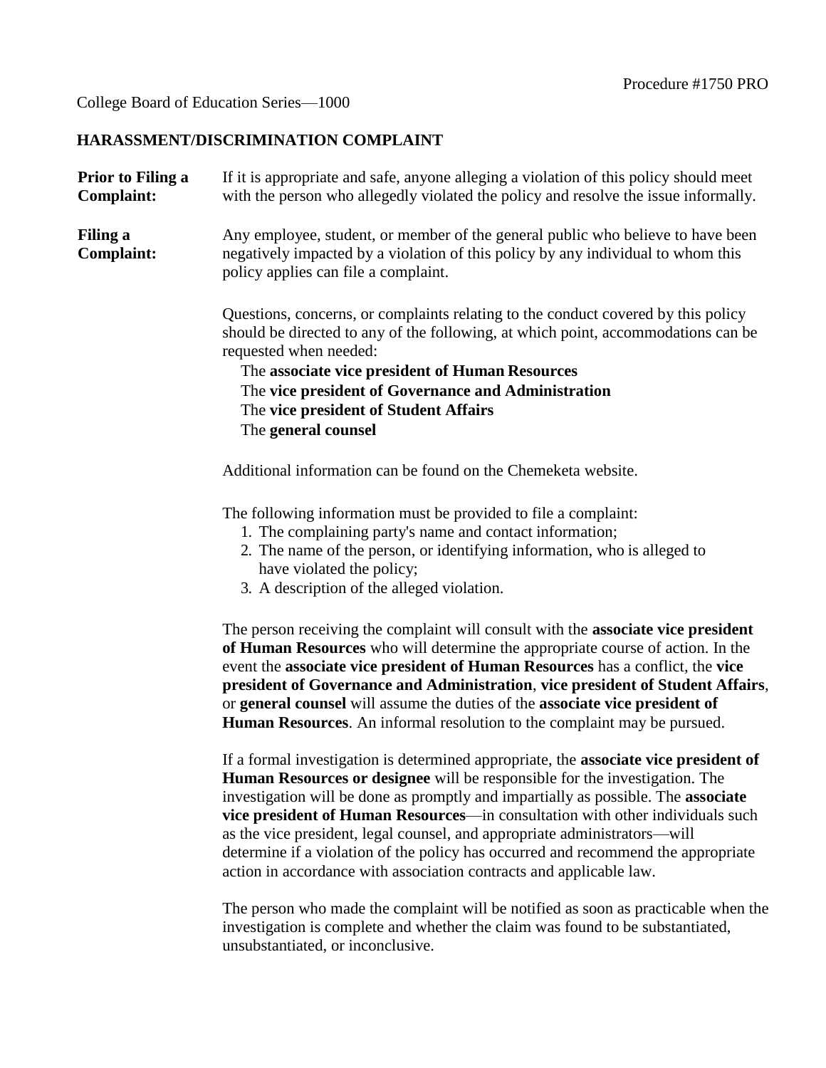Procedure #1750 PRO

College Board of Education Series—1000

## HARASSMENT/DISCRIMINATION COMPLAINT

**Prior to Filing a Complaint:** If it is appropriate and safe, anyone alleging a violation of this policy should meet with the person who allegedly violated the policy and resolve the issue informally.

**Filing a Complaint:** Any employee, student, or member of the general public who believe to have been negatively impacted by a violation of this policy by any individual to whom this policy applies can file a complaint.

Questions, concerns, or complaints relating to the conduct covered by this policy should be directed to any of the following, at which point, accommodations can be requested when needed:

The **associate vice president of Human Resources**
The **vice president of Governance and Administration**
The **vice president of Student Affairs**
The **general counsel**

Additional information can be found on the Chemeketa website.

The following information must be provided to file a complaint:

1. The complaining party's name and contact information;
2. The name of the person, or identifying information, who is alleged to have violated the policy;
3. A description of the alleged violation.

The person receiving the complaint will consult with the **associate vice president of Human Resources** who will determine the appropriate course of action. In the event the **associate vice president of Human Resources** has a conflict, the **vice president of Governance and Administration**, **vice president of Student Affairs**, or **general counsel** will assume the duties of the **associate vice president of Human Resources**. An informal resolution to the complaint may be pursued.

If a formal investigation is determined appropriate, the **associate vice president of Human Resources or designee** will be responsible for the investigation. The investigation will be done as promptly and impartially as possible. The **associate vice president of Human Resources**—in consultation with other individuals such as the vice president, legal counsel, and appropriate administrators—will determine if a violation of the policy has occurred and recommend the appropriate action in accordance with association contracts and applicable law.

The person who made the complaint will be notified as soon as practicable when the investigation is complete and whether the claim was found to be substantiated, unsubstantiated, or inconclusive.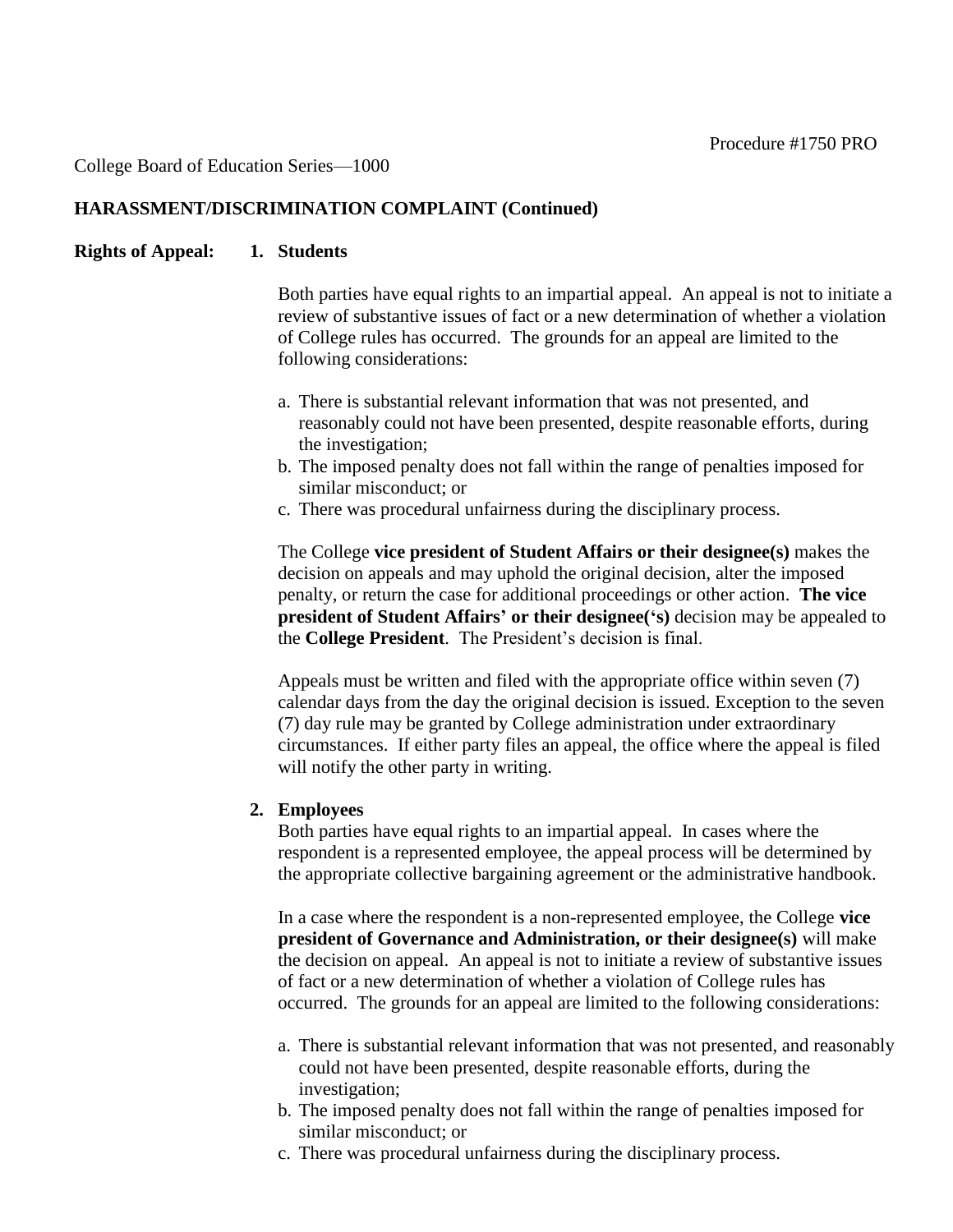College Board of Education Series—1000

Procedure #1750 PRO

**HARASSMENT/DISCRIMINATION COMPLAINT (Continued)**

**Rights of Appeal:**

1. **Students**

   Both parties have equal rights to an impartial appeal. An appeal is not to initiate a review of substantive issues of fact or a new determination of whether a violation of College rules has occurred. The grounds for an appeal are limited to the following considerations:

   a. There is substantial relevant information that was not presented, and reasonably could not have been presented, despite reasonable efforts, during the investigation;
   b. The imposed penalty does not fall within the range of penalties imposed for similar misconduct; or
   c. There was procedural unfairness during the disciplinary process.

   The College **vice president of Student Affairs or their designee(s)** makes the decision on appeals and may uphold the original decision, alter the imposed penalty, or return the case for additional proceedings or other action. **The vice president of Student Affairs' or their designee('s)** decision may be appealed to the **College President**. The President's decision is final.

   Appeals must be written and filed with the appropriate office within seven (7) calendar days from the day the original decision is issued. Exception to the seven (7) day rule may be granted by College administration under extraordinary circumstances. If either party files an appeal, the office where the appeal is filed will notify the other party in writing.

2. **Employees**

   Both parties have equal rights to an impartial appeal. In cases where the respondent is a represented employee, the appeal process will be determined by the appropriate collective bargaining agreement or the administrative handbook.

   In a case where the respondent is a non-represented employee, the College **vice president of Governance and Administration, or their designee(s)** will make the decision on appeal. An appeal is not to initiate a review of substantive issues of fact or a new determination of whether a violation of College rules has occurred. The grounds for an appeal are limited to the following considerations:

   a. There is substantial relevant information that was not presented, and reasonably could not have been presented, despite reasonable efforts, during the investigation;
   b. The imposed penalty does not fall within the range of penalties imposed for similar misconduct; or
   c. There was procedural unfairness during the disciplinary process.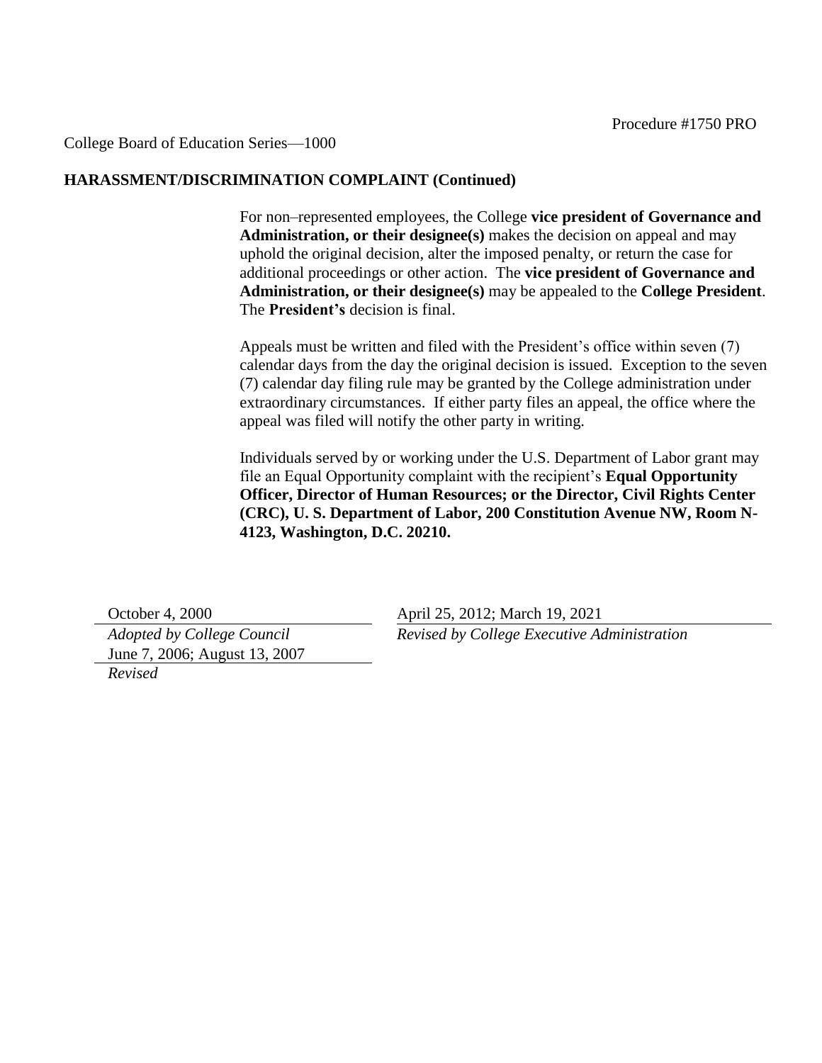Procedure #1750 PRO

College Board of Education Series—1000

**HARASSMENT/DISCRIMINATION COMPLAINT (Continued)**

For non–represented employees, the College **vice president of Governance and Administration, or their designee(s)** makes the decision on appeal and may uphold the original decision, alter the imposed penalty, or return the case for additional proceedings or other action. The **vice president of Governance and Administration, or their designee(s)** may be appealed to the **College President**. The **President's** decision is final.

Appeals must be written and filed with the President's office within seven (7) calendar days from the day the original decision is issued. Exception to the seven (7) calendar day filing rule may be granted by the College administration under extraordinary circumstances. If either party files an appeal, the office where the appeal was filed will notify the other party in writing.

Individuals served by or working under the U.S. Department of Labor grant may file an Equal Opportunity complaint with the recipient's **Equal Opportunity Officer, Director of Human Resources; or the Director, Civil Rights Center (CRC), U. S. Department of Labor, 200 Constitution Avenue NW, Room N-4123, Washington, D.C. 20210.**

October 4, 2000
*Adopted by College Council*

June 7, 2006; August 13, 2007
*Revised*

April 25, 2012; March 19, 2021
*Revised by College Executive Administration*